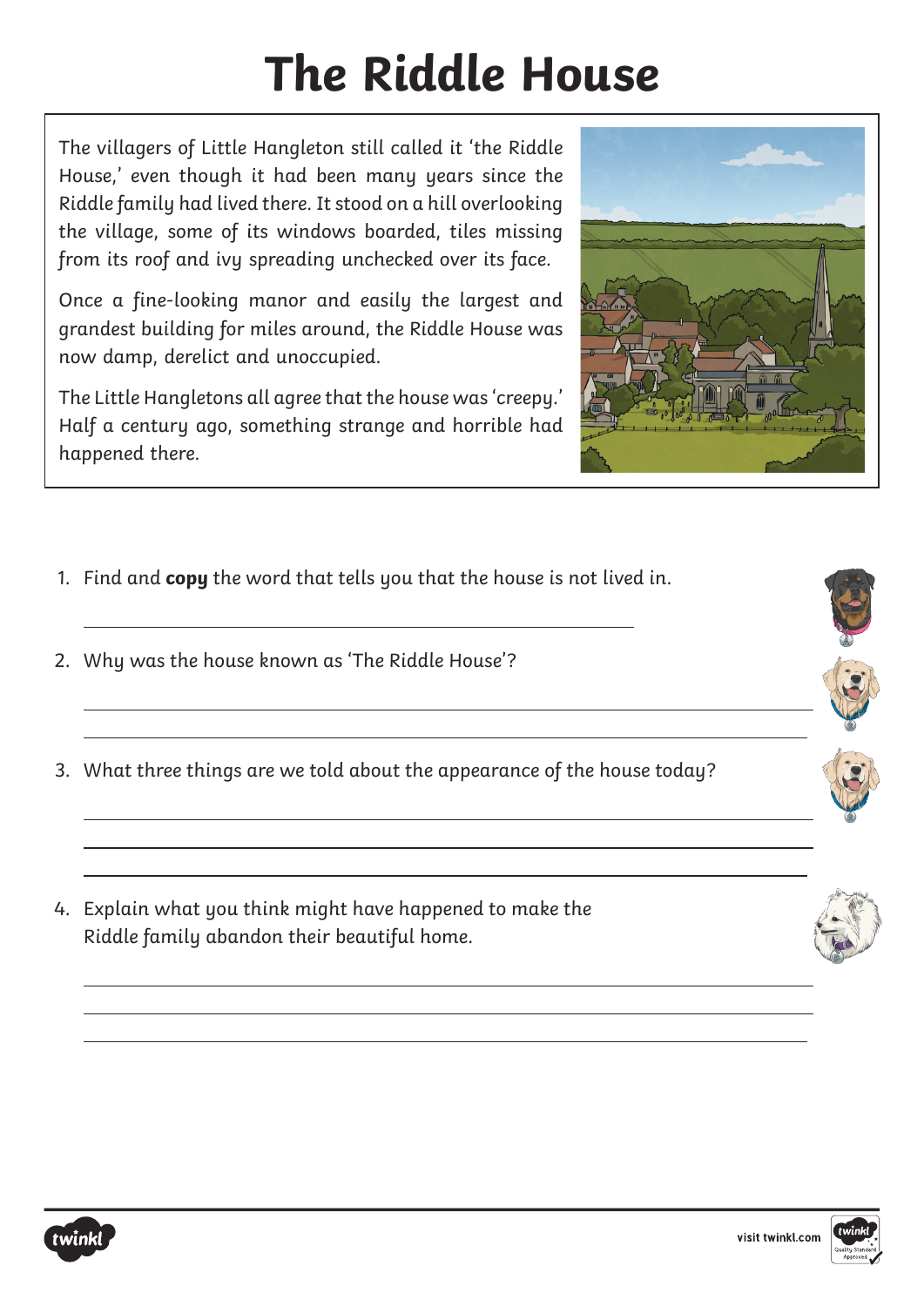# The Riddle House

The villagers of Little Hangleton still called it 'the Riddle House,' even though it had been many years since the Riddle family had lived there. It stood on a hill overlooking the village, some of its windows boarded, tiles missing from its roof and ivy spreading unchecked over its face.

Once a fine-looking manor and easily the largest and grandest building for miles around, the Riddle House was now damp, derelict and unoccupied.

The Little Hangletons all agree that the house was 'creepy.' Half a century ago, something strange and horrible had happened there.

1. Find and **copy** the word that tells you that the house is not lived in.

2. Why was the house known as 'The Riddle House'?

3. What three things are we told about the appearance of the house today?

4. Explain what you think might have happened to make the Riddle family abandon their beautiful home.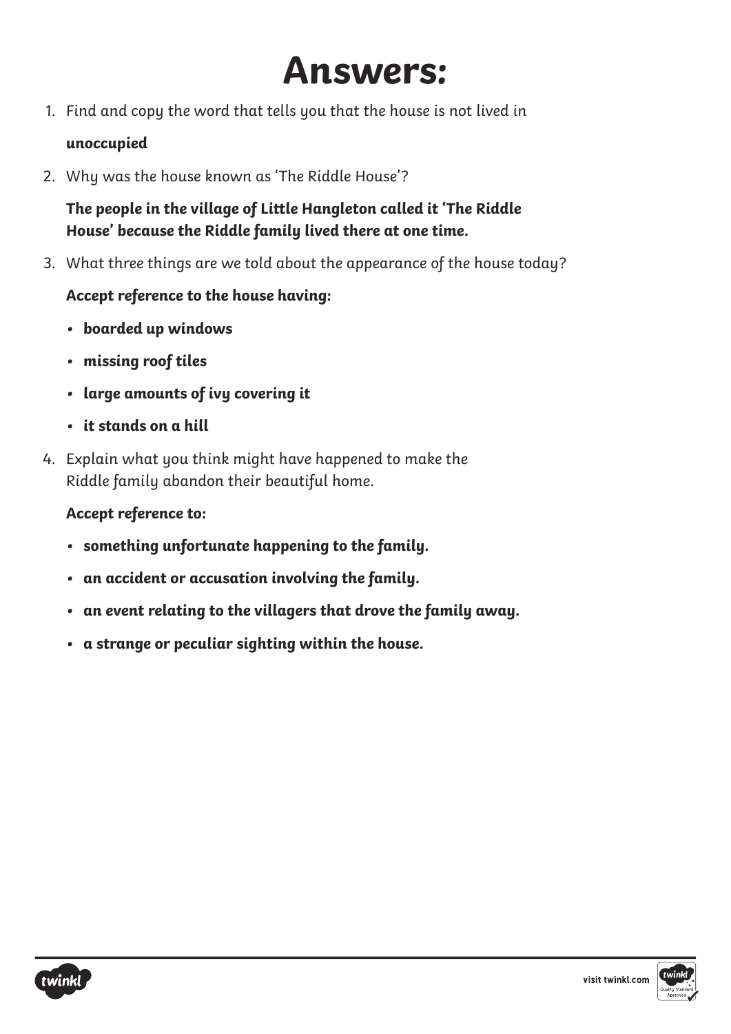# Answers:

1. Find and copy the word that tells you that the house is not lived in

   **unoccupied**

2. Why was the house known as 'The Riddle House'?

   ***The people in the village of Little Hangleton called it 'The Riddle House' because the Riddle family lived there at one time.***

3. What three things are we told about the appearance of the house today?

   ***Accept reference to the house having:***

   - ***boarded up windows***
   - ***missing roof tiles***
   - ***large amounts of ivy covering it***
   - ***it stands on a hill***

4. Explain what you think might have happened to make the Riddle family abandon their beautiful home.

   ***Accept reference to:***

   - ***something unfortunate happening to the family.***
   - ***an accident or accusation involving the family.***
   - ***an event relating to the villagers that drove the family away.***
   - ***a strange or peculiar sighting within the house.***